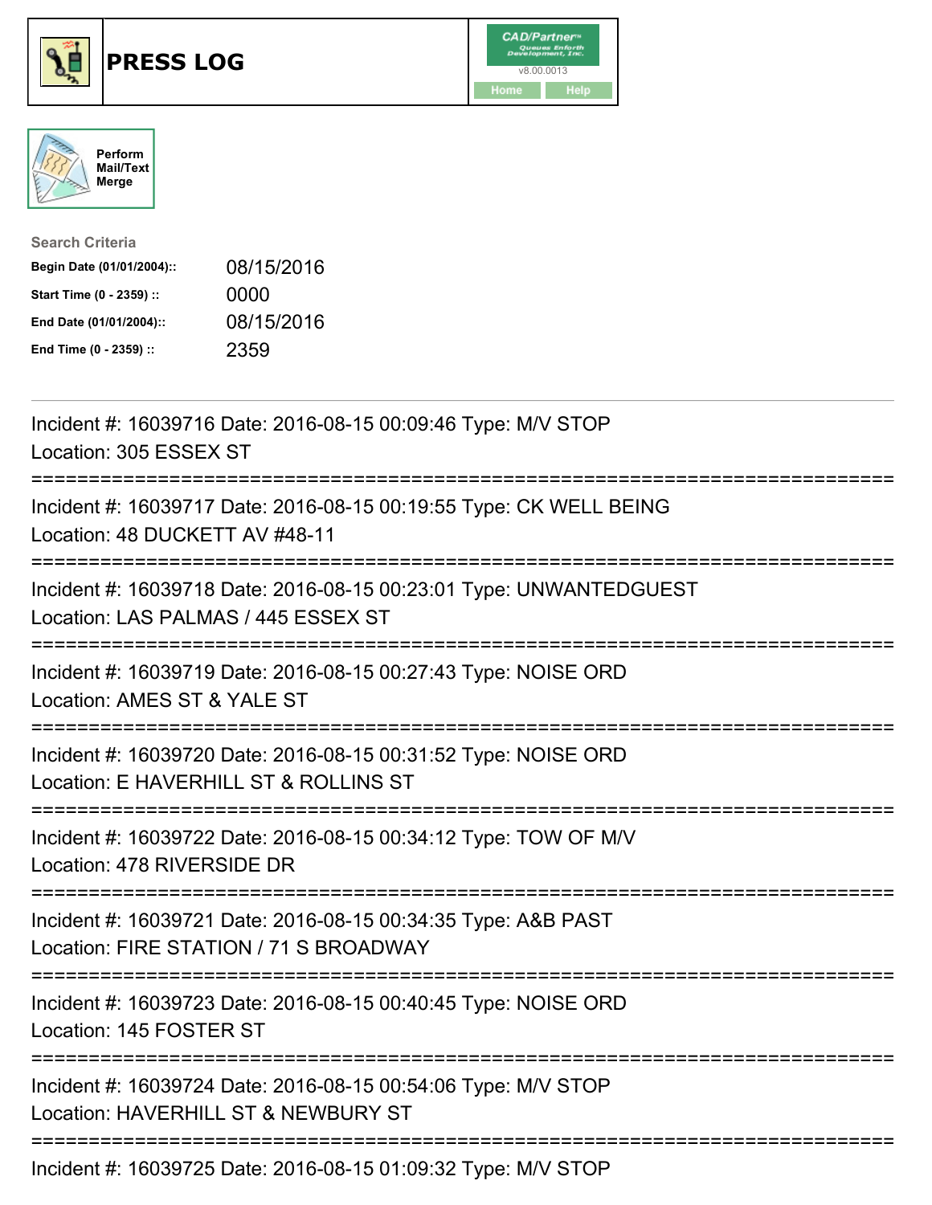# PRESS LOG

CAD/Partner v8.00.0013

Home Help

Perform Mail/Text Merge

**Search Criteria**

| | |
|---|---|
| **Begin Date (01/01/2004)::** | 08/15/2016 |
| **Start Time (0 - 2359) ::** | 0000 |
| **End Date (01/01/2004)::** | 08/15/2016 |
| **End Time (0 - 2359) ::** | 2359 |

---

Incident #: 16039716 Date: 2016-08-15 00:09:46 Type: M/V STOP
Location: 305 ESSEX ST

===========================================================================

Incident #: 16039717 Date: 2016-08-15 00:19:55 Type: CK WELL BEING
Location: 48 DUCKETT AV #48-11

===========================================================================

Incident #: 16039718 Date: 2016-08-15 00:23:01 Type: UNWANTEDGUEST
Location: LAS PALMAS / 445 ESSEX ST

===========================================================================

Incident #: 16039719 Date: 2016-08-15 00:27:43 Type: NOISE ORD
Location: AMES ST & YALE ST

===========================================================================

Incident #: 16039720 Date: 2016-08-15 00:31:52 Type: NOISE ORD
Location: E HAVERHILL ST & ROLLINS ST

===========================================================================

Incident #: 16039722 Date: 2016-08-15 00:34:12 Type: TOW OF M/V
Location: 478 RIVERSIDE DR

===========================================================================

Incident #: 16039721 Date: 2016-08-15 00:34:35 Type: A&B PAST
Location: FIRE STATION / 71 S BROADWAY

===========================================================================

Incident #: 16039723 Date: 2016-08-15 00:40:45 Type: NOISE ORD
Location: 145 FOSTER ST

===========================================================================

Incident #: 16039724 Date: 2016-08-15 00:54:06 Type: M/V STOP
Location: HAVERHILL ST & NEWBURY ST

===========================================================================

Incident #: 16039725 Date: 2016-08-15 01:09:32 Type: M/V STOP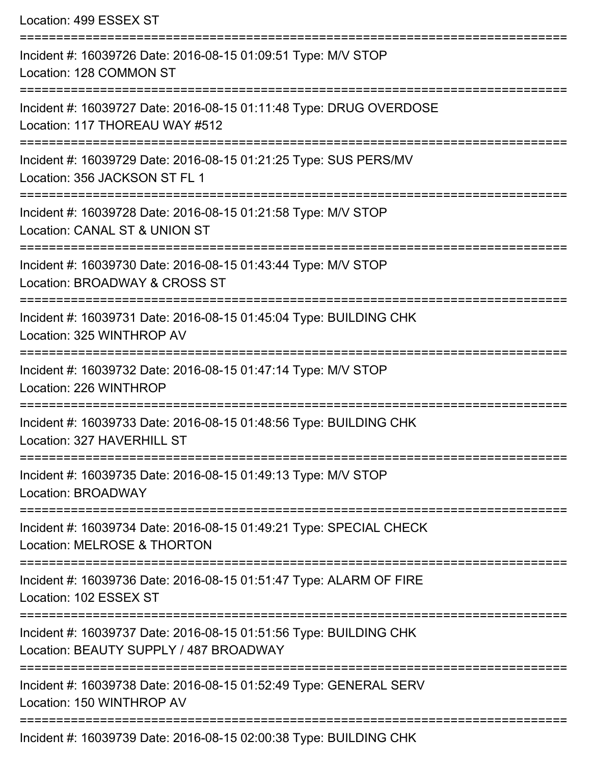Location: 499 ESSEX ST

===========================================================================

Incident #: 16039726 Date: 2016-08-15 01:09:51 Type: M/V STOP
Location: 128 COMMON ST

===========================================================================

Incident #: 16039727 Date: 2016-08-15 01:11:48 Type: DRUG OVERDOSE
Location: 117 THOREAU WAY #512

===========================================================================

Incident #: 16039729 Date: 2016-08-15 01:21:25 Type: SUS PERS/MV
Location: 356 JACKSON ST FL 1

===========================================================================

Incident #: 16039728 Date: 2016-08-15 01:21:58 Type: M/V STOP
Location: CANAL ST & UNION ST

===========================================================================

Incident #: 16039730 Date: 2016-08-15 01:43:44 Type: M/V STOP
Location: BROADWAY & CROSS ST

===========================================================================

Incident #: 16039731 Date: 2016-08-15 01:45:04 Type: BUILDING CHK
Location: 325 WINTHROP AV

===========================================================================

Incident #: 16039732 Date: 2016-08-15 01:47:14 Type: M/V STOP
Location: 226 WINTHROP

===========================================================================

Incident #: 16039733 Date: 2016-08-15 01:48:56 Type: BUILDING CHK
Location: 327 HAVERHILL ST

===========================================================================

Incident #: 16039735 Date: 2016-08-15 01:49:13 Type: M/V STOP
Location: BROADWAY

===========================================================================

Incident #: 16039734 Date: 2016-08-15 01:49:21 Type: SPECIAL CHECK
Location: MELROSE & THORTON

===========================================================================

Incident #: 16039736 Date: 2016-08-15 01:51:47 Type: ALARM OF FIRE
Location: 102 ESSEX ST

===========================================================================

Incident #: 16039737 Date: 2016-08-15 01:51:56 Type: BUILDING CHK
Location: BEAUTY SUPPLY / 487 BROADWAY

===========================================================================

Incident #: 16039738 Date: 2016-08-15 01:52:49 Type: GENERAL SERV
Location: 150 WINTHROP AV

===========================================================================

Incident #: 16039739 Date: 2016-08-15 02:00:38 Type: BUILDING CHK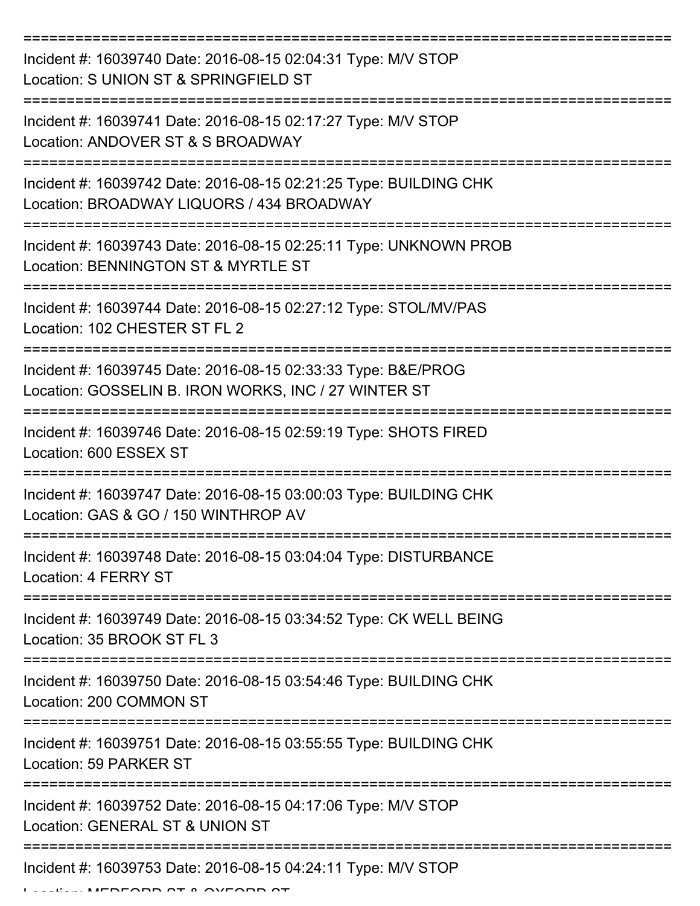Incident #: 16039740 Date: 2016-08-15 02:04:31 Type: M/V STOP
Location: S UNION ST & SPRINGFIELD ST

Incident #: 16039741 Date: 2016-08-15 02:17:27 Type: M/V STOP
Location: ANDOVER ST & S BROADWAY

Incident #: 16039742 Date: 2016-08-15 02:21:25 Type: BUILDING CHK
Location: BROADWAY LIQUORS / 434 BROADWAY

Incident #: 16039743 Date: 2016-08-15 02:25:11 Type: UNKNOWN PROB
Location: BENNINGTON ST & MYRTLE ST

Incident #: 16039744 Date: 2016-08-15 02:27:12 Type: STOL/MV/PAS
Location: 102 CHESTER ST FL 2

Incident #: 16039745 Date: 2016-08-15 02:33:33 Type: B&E/PROG
Location: GOSSELIN B. IRON WORKS, INC / 27 WINTER ST

Incident #: 16039746 Date: 2016-08-15 02:59:19 Type: SHOTS FIRED
Location: 600 ESSEX ST

Incident #: 16039747 Date: 2016-08-15 03:00:03 Type: BUILDING CHK
Location: GAS & GO / 150 WINTHROP AV

Incident #: 16039748 Date: 2016-08-15 03:04:04 Type: DISTURBANCE
Location: 4 FERRY ST

Incident #: 16039749 Date: 2016-08-15 03:34:52 Type: CK WELL BEING
Location: 35 BROOK ST FL 3

Incident #: 16039750 Date: 2016-08-15 03:54:46 Type: BUILDING CHK
Location: 200 COMMON ST

Incident #: 16039751 Date: 2016-08-15 03:55:55 Type: BUILDING CHK
Location: 59 PARKER ST

Incident #: 16039752 Date: 2016-08-15 04:17:06 Type: M/V STOP
Location: GENERAL ST & UNION ST

Incident #: 16039753 Date: 2016-08-15 04:24:11 Type: M/V STOP
Location: MEDFORD ST & OXFORD ST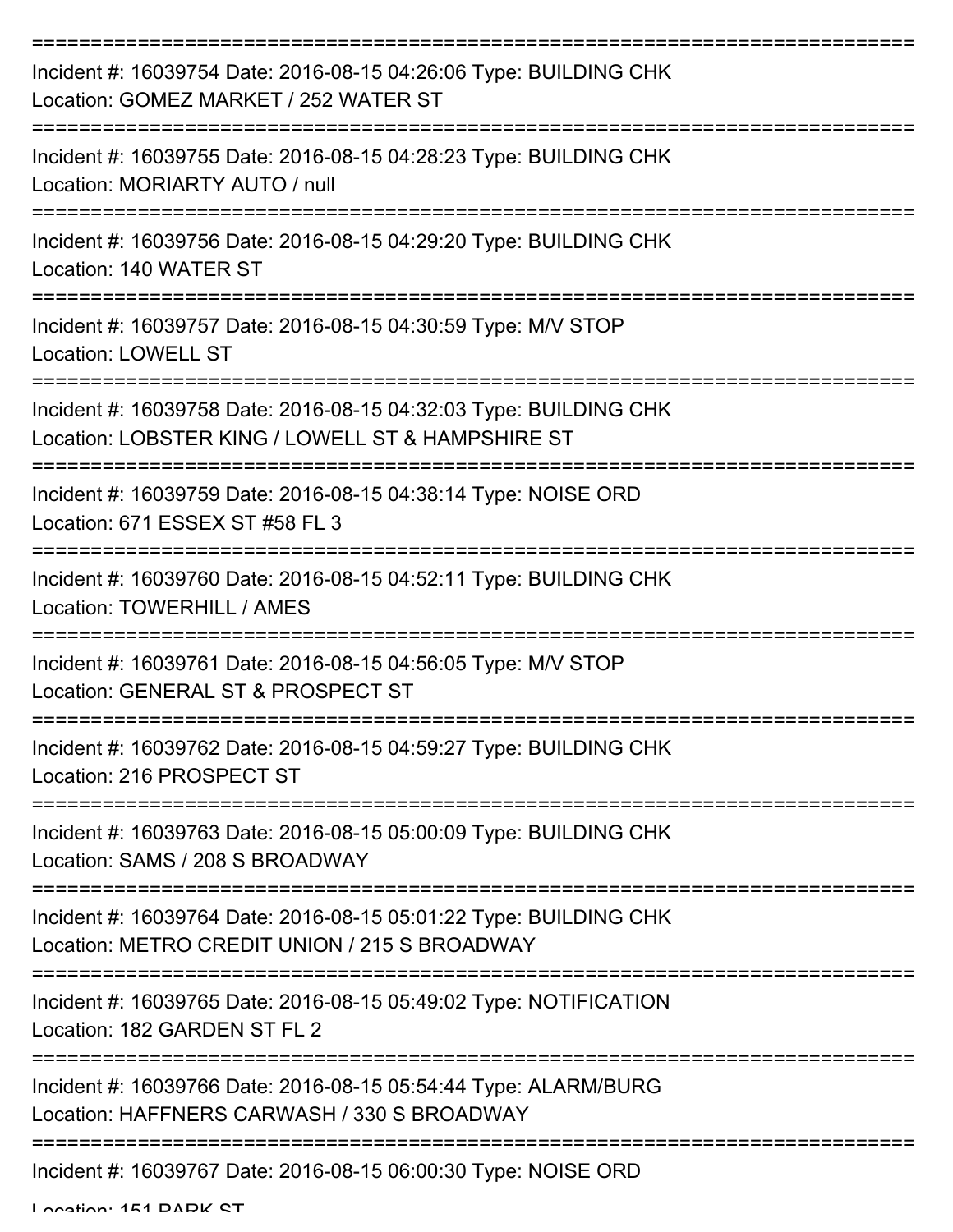===========================================================================
Incident #: 16039754 Date: 2016-08-15 04:26:06 Type: BUILDING CHK
Location: GOMEZ MARKET / 252 WATER ST
===========================================================================
Incident #: 16039755 Date: 2016-08-15 04:28:23 Type: BUILDING CHK
Location: MORIARTY AUTO / null
===========================================================================
Incident #: 16039756 Date: 2016-08-15 04:29:20 Type: BUILDING CHK
Location: 140 WATER ST
===========================================================================
Incident #: 16039757 Date: 2016-08-15 04:30:59 Type: M/V STOP
Location: LOWELL ST
===========================================================================
Incident #: 16039758 Date: 2016-08-15 04:32:03 Type: BUILDING CHK
Location: LOBSTER KING / LOWELL ST & HAMPSHIRE ST
===========================================================================
Incident #: 16039759 Date: 2016-08-15 04:38:14 Type: NOISE ORD
Location: 671 ESSEX ST #58 FL 3
===========================================================================
Incident #: 16039760 Date: 2016-08-15 04:52:11 Type: BUILDING CHK
Location: TOWERHILL / AMES
===========================================================================
Incident #: 16039761 Date: 2016-08-15 04:56:05 Type: M/V STOP
Location: GENERAL ST & PROSPECT ST
===========================================================================
Incident #: 16039762 Date: 2016-08-15 04:59:27 Type: BUILDING CHK
Location: 216 PROSPECT ST
===========================================================================
Incident #: 16039763 Date: 2016-08-15 05:00:09 Type: BUILDING CHK
Location: SAMS / 208 S BROADWAY
===========================================================================
Incident #: 16039764 Date: 2016-08-15 05:01:22 Type: BUILDING CHK
Location: METRO CREDIT UNION / 215 S BROADWAY
===========================================================================
Incident #: 16039765 Date: 2016-08-15 05:49:02 Type: NOTIFICATION
Location: 182 GARDEN ST FL 2
===========================================================================
Incident #: 16039766 Date: 2016-08-15 05:54:44 Type: ALARM/BURG
Location: HAFFNERS CARWASH / 330 S BROADWAY
===========================================================================
Incident #: 16039767 Date: 2016-08-15 06:00:30 Type: NOISE ORD
Location: 151 PARK ST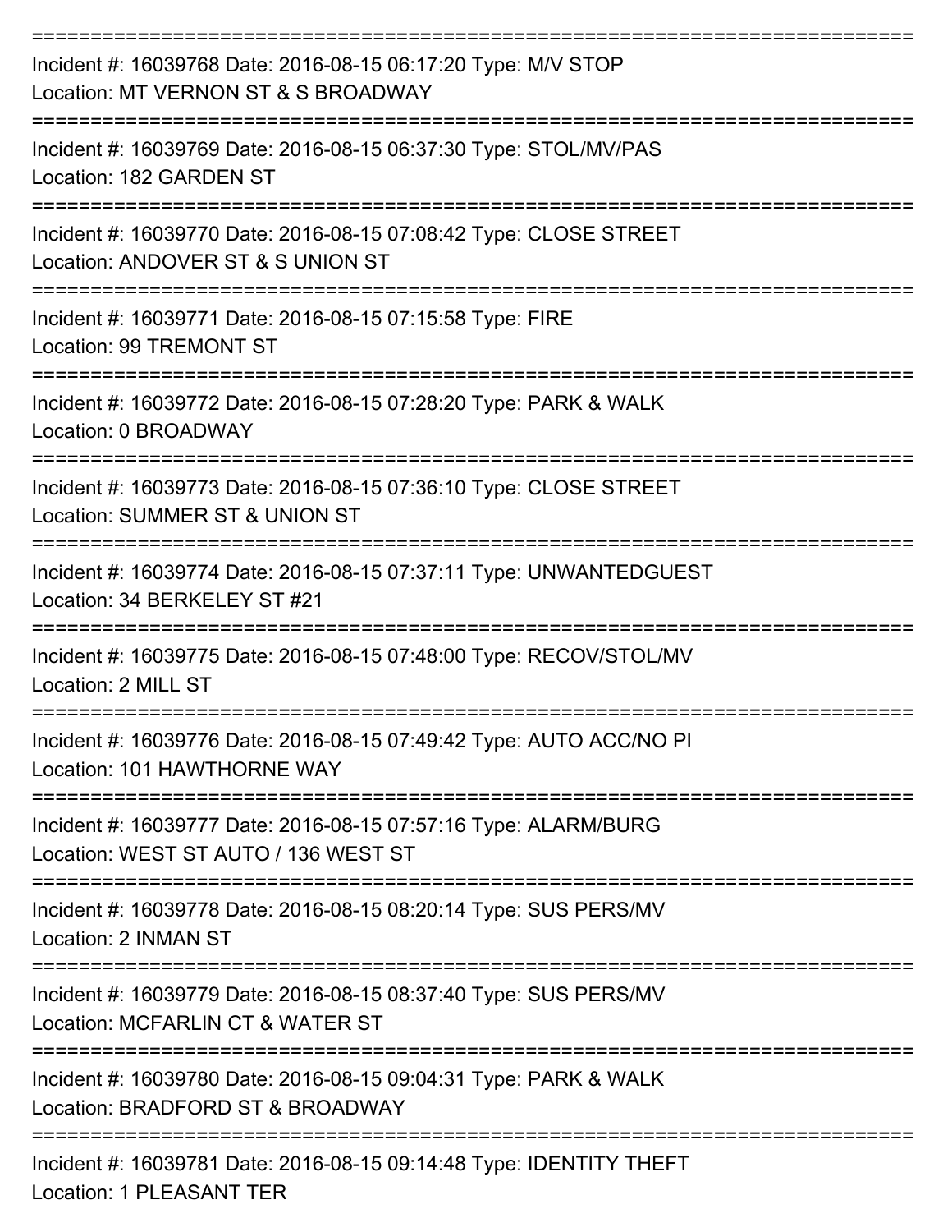===========================================================================

Incident #: 16039768 Date: 2016-08-15 06:17:20 Type: M/V STOP
Location: MT VERNON ST & S BROADWAY

===========================================================================

Incident #: 16039769 Date: 2016-08-15 06:37:30 Type: STOL/MV/PAS
Location: 182 GARDEN ST

===========================================================================

Incident #: 16039770 Date: 2016-08-15 07:08:42 Type: CLOSE STREET
Location: ANDOVER ST & S UNION ST

===========================================================================

Incident #: 16039771 Date: 2016-08-15 07:15:58 Type: FIRE
Location: 99 TREMONT ST

===========================================================================

Incident #: 16039772 Date: 2016-08-15 07:28:20 Type: PARK & WALK
Location: 0 BROADWAY

===========================================================================

Incident #: 16039773 Date: 2016-08-15 07:36:10 Type: CLOSE STREET
Location: SUMMER ST & UNION ST

===========================================================================

Incident #: 16039774 Date: 2016-08-15 07:37:11 Type: UNWANTEDGUEST
Location: 34 BERKELEY ST #21

===========================================================================

Incident #: 16039775 Date: 2016-08-15 07:48:00 Type: RECOV/STOL/MV
Location: 2 MILL ST

===========================================================================

Incident #: 16039776 Date: 2016-08-15 07:49:42 Type: AUTO ACC/NO PI
Location: 101 HAWTHORNE WAY

===========================================================================

Incident #: 16039777 Date: 2016-08-15 07:57:16 Type: ALARM/BURG
Location: WEST ST AUTO / 136 WEST ST

===========================================================================

Incident #: 16039778 Date: 2016-08-15 08:20:14 Type: SUS PERS/MV
Location: 2 INMAN ST

===========================================================================

Incident #: 16039779 Date: 2016-08-15 08:37:40 Type: SUS PERS/MV
Location: MCFARLIN CT & WATER ST

===========================================================================

Incident #: 16039780 Date: 2016-08-15 09:04:31 Type: PARK & WALK
Location: BRADFORD ST & BROADWAY

===========================================================================

Incident #: 16039781 Date: 2016-08-15 09:14:48 Type: IDENTITY THEFT
Location: 1 PLEASANT TER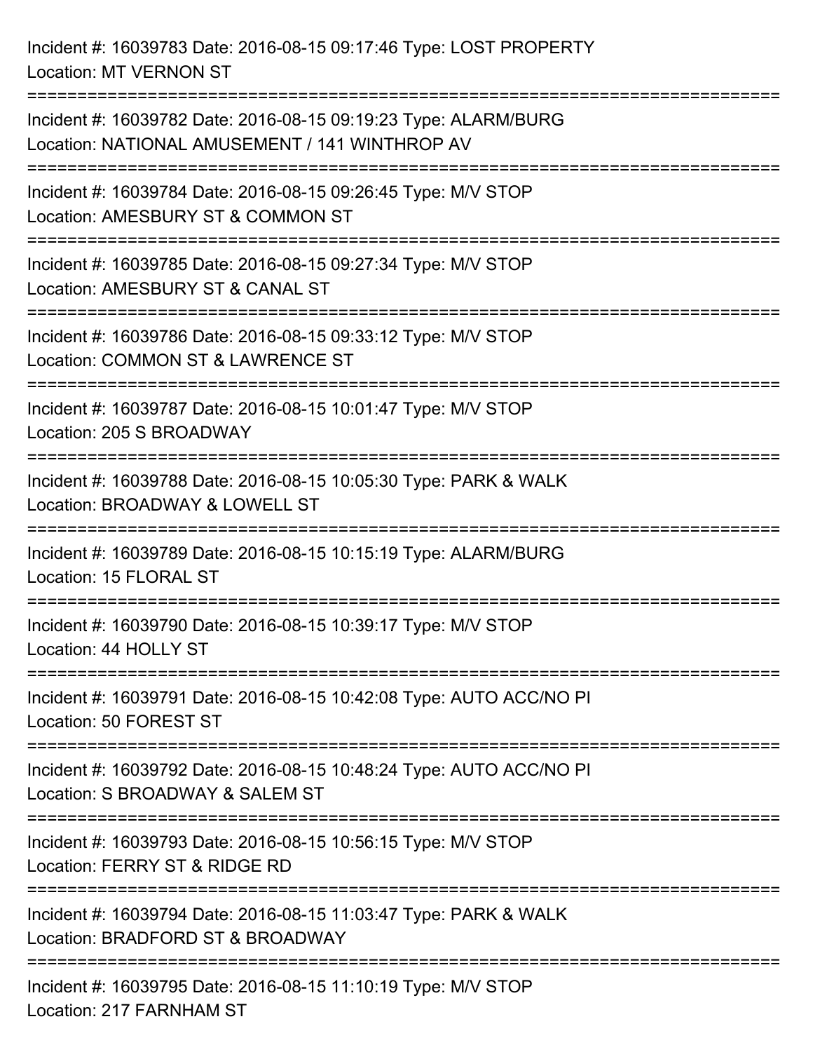Incident #: 16039783 Date: 2016-08-15 09:17:46 Type: LOST PROPERTY
Location: MT VERNON ST

===========================================================================

Incident #: 16039782 Date: 2016-08-15 09:19:23 Type: ALARM/BURG
Location: NATIONAL AMUSEMENT / 141 WINTHROP AV

===========================================================================

Incident #: 16039784 Date: 2016-08-15 09:26:45 Type: M/V STOP
Location: AMESBURY ST & COMMON ST

===========================================================================

Incident #: 16039785 Date: 2016-08-15 09:27:34 Type: M/V STOP
Location: AMESBURY ST & CANAL ST

===========================================================================

Incident #: 16039786 Date: 2016-08-15 09:33:12 Type: M/V STOP
Location: COMMON ST & LAWRENCE ST

===========================================================================

Incident #: 16039787 Date: 2016-08-15 10:01:47 Type: M/V STOP
Location: 205 S BROADWAY

===========================================================================

Incident #: 16039788 Date: 2016-08-15 10:05:30 Type: PARK & WALK
Location: BROADWAY & LOWELL ST

===========================================================================

Incident #: 16039789 Date: 2016-08-15 10:15:19 Type: ALARM/BURG
Location: 15 FLORAL ST

===========================================================================

Incident #: 16039790 Date: 2016-08-15 10:39:17 Type: M/V STOP
Location: 44 HOLLY ST

===========================================================================

Incident #: 16039791 Date: 2016-08-15 10:42:08 Type: AUTO ACC/NO PI
Location: 50 FOREST ST

===========================================================================

Incident #: 16039792 Date: 2016-08-15 10:48:24 Type: AUTO ACC/NO PI
Location: S BROADWAY & SALEM ST

===========================================================================

Incident #: 16039793 Date: 2016-08-15 10:56:15 Type: M/V STOP
Location: FERRY ST & RIDGE RD

===========================================================================

Incident #: 16039794 Date: 2016-08-15 11:03:47 Type: PARK & WALK
Location: BRADFORD ST & BROADWAY

===========================================================================

Incident #: 16039795 Date: 2016-08-15 11:10:19 Type: M/V STOP
Location: 217 FARNHAM ST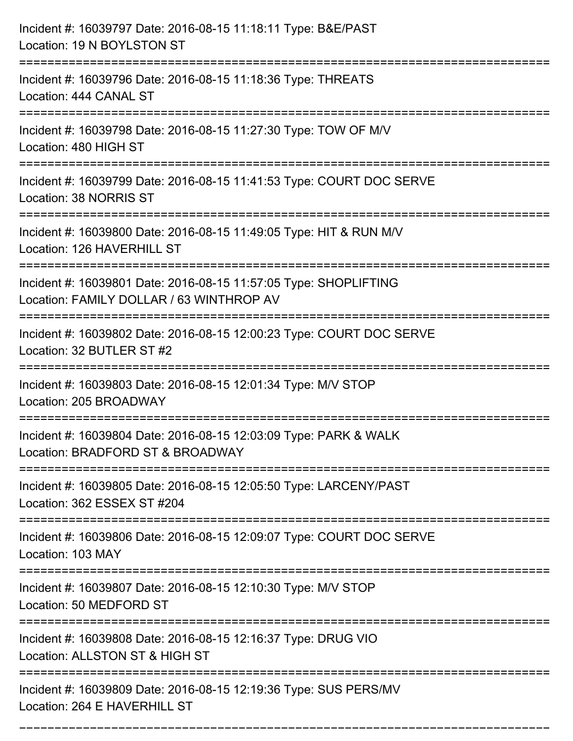Incident #: 16039797 Date: 2016-08-15 11:18:11 Type: B&E/PAST
Location: 19 N BOYLSTON ST

===========================================================================

Incident #: 16039796 Date: 2016-08-15 11:18:36 Type: THREATS
Location: 444 CANAL ST

===========================================================================

Incident #: 16039798 Date: 2016-08-15 11:27:30 Type: TOW OF M/V
Location: 480 HIGH ST

===========================================================================

Incident #: 16039799 Date: 2016-08-15 11:41:53 Type: COURT DOC SERVE
Location: 38 NORRIS ST

===========================================================================

Incident #: 16039800 Date: 2016-08-15 11:49:05 Type: HIT & RUN M/V
Location: 126 HAVERHILL ST

===========================================================================

Incident #: 16039801 Date: 2016-08-15 11:57:05 Type: SHOPLIFTING
Location: FAMILY DOLLAR / 63 WINTHROP AV

===========================================================================

Incident #: 16039802 Date: 2016-08-15 12:00:23 Type: COURT DOC SERVE
Location: 32 BUTLER ST #2

===========================================================================

Incident #: 16039803 Date: 2016-08-15 12:01:34 Type: M/V STOP
Location: 205 BROADWAY

===========================================================================

Incident #: 16039804 Date: 2016-08-15 12:03:09 Type: PARK & WALK
Location: BRADFORD ST & BROADWAY

===========================================================================

Incident #: 16039805 Date: 2016-08-15 12:05:50 Type: LARCENY/PAST
Location: 362 ESSEX ST #204

===========================================================================

Incident #: 16039806 Date: 2016-08-15 12:09:07 Type: COURT DOC SERVE
Location: 103 MAY

===========================================================================

Incident #: 16039807 Date: 2016-08-15 12:10:30 Type: M/V STOP
Location: 50 MEDFORD ST

===========================================================================

Incident #: 16039808 Date: 2016-08-15 12:16:37 Type: DRUG VIO
Location: ALLSTON ST & HIGH ST

===========================================================================

Incident #: 16039809 Date: 2016-08-15 12:19:36 Type: SUS PERS/MV
Location: 264 E HAVERHILL ST

===========================================================================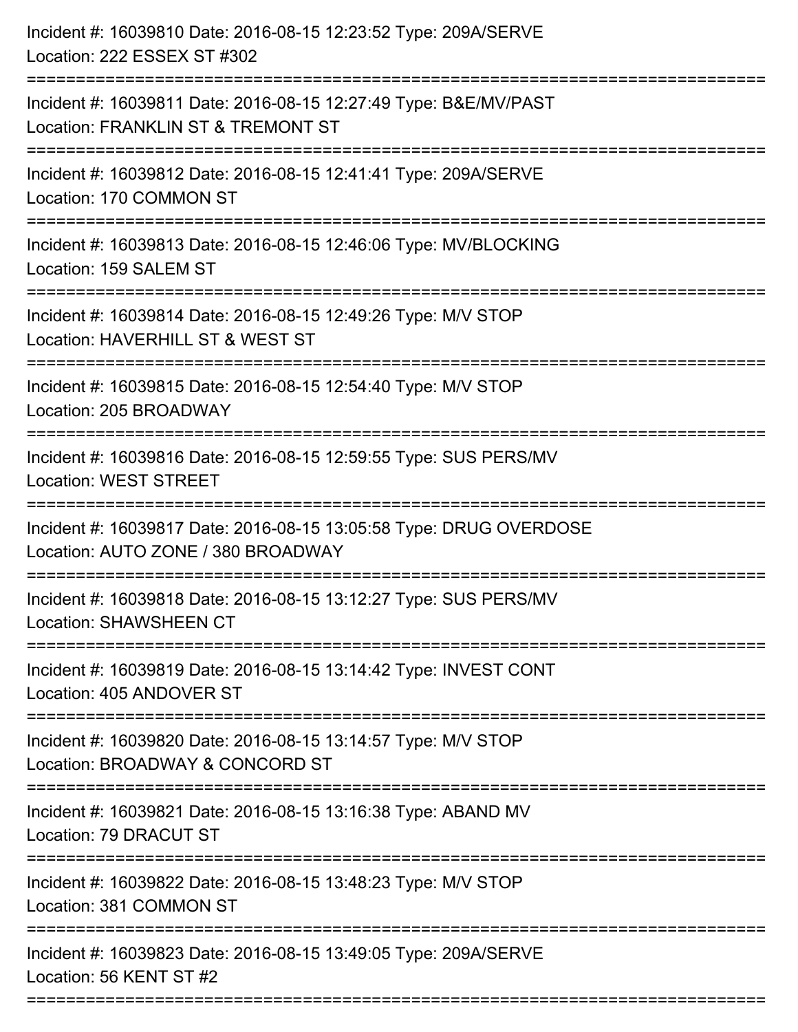Incident #: 16039810 Date: 2016-08-15 12:23:52 Type: 209A/SERVE
Location: 222 ESSEX ST #302

===========================================================================

Incident #: 16039811 Date: 2016-08-15 12:27:49 Type: B&E/MV/PAST
Location: FRANKLIN ST & TREMONT ST

===========================================================================

Incident #: 16039812 Date: 2016-08-15 12:41:41 Type: 209A/SERVE
Location: 170 COMMON ST

===========================================================================

Incident #: 16039813 Date: 2016-08-15 12:46:06 Type: MV/BLOCKING
Location: 159 SALEM ST

===========================================================================

Incident #: 16039814 Date: 2016-08-15 12:49:26 Type: M/V STOP
Location: HAVERHILL ST & WEST ST

===========================================================================

Incident #: 16039815 Date: 2016-08-15 12:54:40 Type: M/V STOP
Location: 205 BROADWAY

===========================================================================

Incident #: 16039816 Date: 2016-08-15 12:59:55 Type: SUS PERS/MV
Location: WEST STREET

===========================================================================

Incident #: 16039817 Date: 2016-08-15 13:05:58 Type: DRUG OVERDOSE
Location: AUTO ZONE / 380 BROADWAY

===========================================================================

Incident #: 16039818 Date: 2016-08-15 13:12:27 Type: SUS PERS/MV
Location: SHAWSHEEN CT

===========================================================================

Incident #: 16039819 Date: 2016-08-15 13:14:42 Type: INVEST CONT
Location: 405 ANDOVER ST

===========================================================================

Incident #: 16039820 Date: 2016-08-15 13:14:57 Type: M/V STOP
Location: BROADWAY & CONCORD ST

===========================================================================

Incident #: 16039821 Date: 2016-08-15 13:16:38 Type: ABAND MV
Location: 79 DRACUT ST

===========================================================================

Incident #: 16039822 Date: 2016-08-15 13:48:23 Type: M/V STOP
Location: 381 COMMON ST

===========================================================================

Incident #: 16039823 Date: 2016-08-15 13:49:05 Type: 209A/SERVE
Location: 56 KENT ST #2

===========================================================================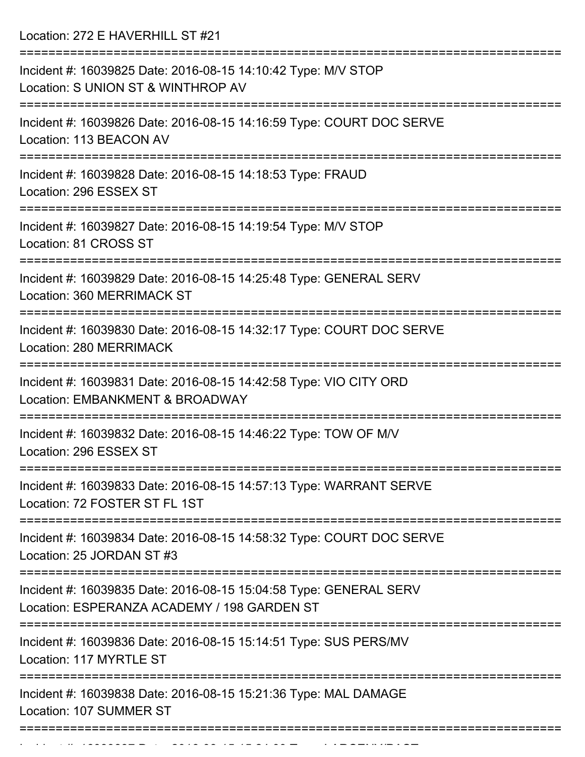Location: 272 E HAVERHILL ST #21

===========================================================================

Incident #: 16039825 Date: 2016-08-15 14:10:42 Type: M/V STOP
Location: S UNION ST & WINTHROP AV

===========================================================================

Incident #: 16039826 Date: 2016-08-15 14:16:59 Type: COURT DOC SERVE
Location: 113 BEACON AV

===========================================================================

Incident #: 16039828 Date: 2016-08-15 14:18:53 Type: FRAUD
Location: 296 ESSEX ST

===========================================================================

Incident #: 16039827 Date: 2016-08-15 14:19:54 Type: M/V STOP
Location: 81 CROSS ST

===========================================================================

Incident #: 16039829 Date: 2016-08-15 14:25:48 Type: GENERAL SERV
Location: 360 MERRIMACK ST

===========================================================================

Incident #: 16039830 Date: 2016-08-15 14:32:17 Type: COURT DOC SERVE
Location: 280 MERRIMACK

===========================================================================

Incident #: 16039831 Date: 2016-08-15 14:42:58 Type: VIO CITY ORD
Location: EMBANKMENT & BROADWAY

===========================================================================

Incident #: 16039832 Date: 2016-08-15 14:46:22 Type: TOW OF M/V
Location: 296 ESSEX ST

===========================================================================

Incident #: 16039833 Date: 2016-08-15 14:57:13 Type: WARRANT SERVE
Location: 72 FOSTER ST FL 1ST

===========================================================================

Incident #: 16039834 Date: 2016-08-15 14:58:32 Type: COURT DOC SERVE
Location: 25 JORDAN ST #3

===========================================================================

Incident #: 16039835 Date: 2016-08-15 15:04:58 Type: GENERAL SERV
Location: ESPERANZA ACADEMY / 198 GARDEN ST

===========================================================================

Incident #: 16039836 Date: 2016-08-15 15:14:51 Type: SUS PERS/MV
Location: 117 MYRTLE ST

===========================================================================

Incident #: 16039838 Date: 2016-08-15 15:21:36 Type: MAL DAMAGE
Location: 107 SUMMER ST

===========================================================================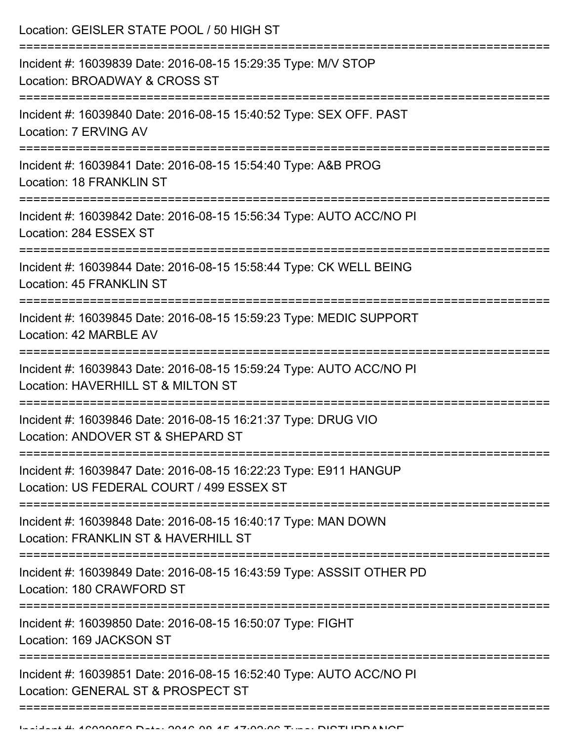Location: GEISLER STATE POOL / 50 HIGH ST

===========================================================================

Incident #: 16039839 Date: 2016-08-15 15:29:35 Type: M/V STOP
Location: BROADWAY & CROSS ST

===========================================================================

Incident #: 16039840 Date: 2016-08-15 15:40:52 Type: SEX OFF. PAST
Location: 7 ERVING AV

===========================================================================

Incident #: 16039841 Date: 2016-08-15 15:54:40 Type: A&B PROG
Location: 18 FRANKLIN ST

===========================================================================

Incident #: 16039842 Date: 2016-08-15 15:56:34 Type: AUTO ACC/NO PI
Location: 284 ESSEX ST

===========================================================================

Incident #: 16039844 Date: 2016-08-15 15:58:44 Type: CK WELL BEING
Location: 45 FRANKLIN ST

===========================================================================

Incident #: 16039845 Date: 2016-08-15 15:59:23 Type: MEDIC SUPPORT
Location: 42 MARBLE AV

===========================================================================

Incident #: 16039843 Date: 2016-08-15 15:59:24 Type: AUTO ACC/NO PI
Location: HAVERHILL ST & MILTON ST

===========================================================================

Incident #: 16039846 Date: 2016-08-15 16:21:37 Type: DRUG VIO
Location: ANDOVER ST & SHEPARD ST

===========================================================================

Incident #: 16039847 Date: 2016-08-15 16:22:23 Type: E911 HANGUP
Location: US FEDERAL COURT / 499 ESSEX ST

===========================================================================

Incident #: 16039848 Date: 2016-08-15 16:40:17 Type: MAN DOWN
Location: FRANKLIN ST & HAVERHILL ST

===========================================================================

Incident #: 16039849 Date: 2016-08-15 16:43:59 Type: ASSSIT OTHER PD
Location: 180 CRAWFORD ST

===========================================================================

Incident #: 16039850 Date: 2016-08-15 16:50:07 Type: FIGHT
Location: 169 JACKSON ST

===========================================================================

Incident #: 16039851 Date: 2016-08-15 16:52:40 Type: AUTO ACC/NO PI
Location: GENERAL ST & PROSPECT ST

===========================================================================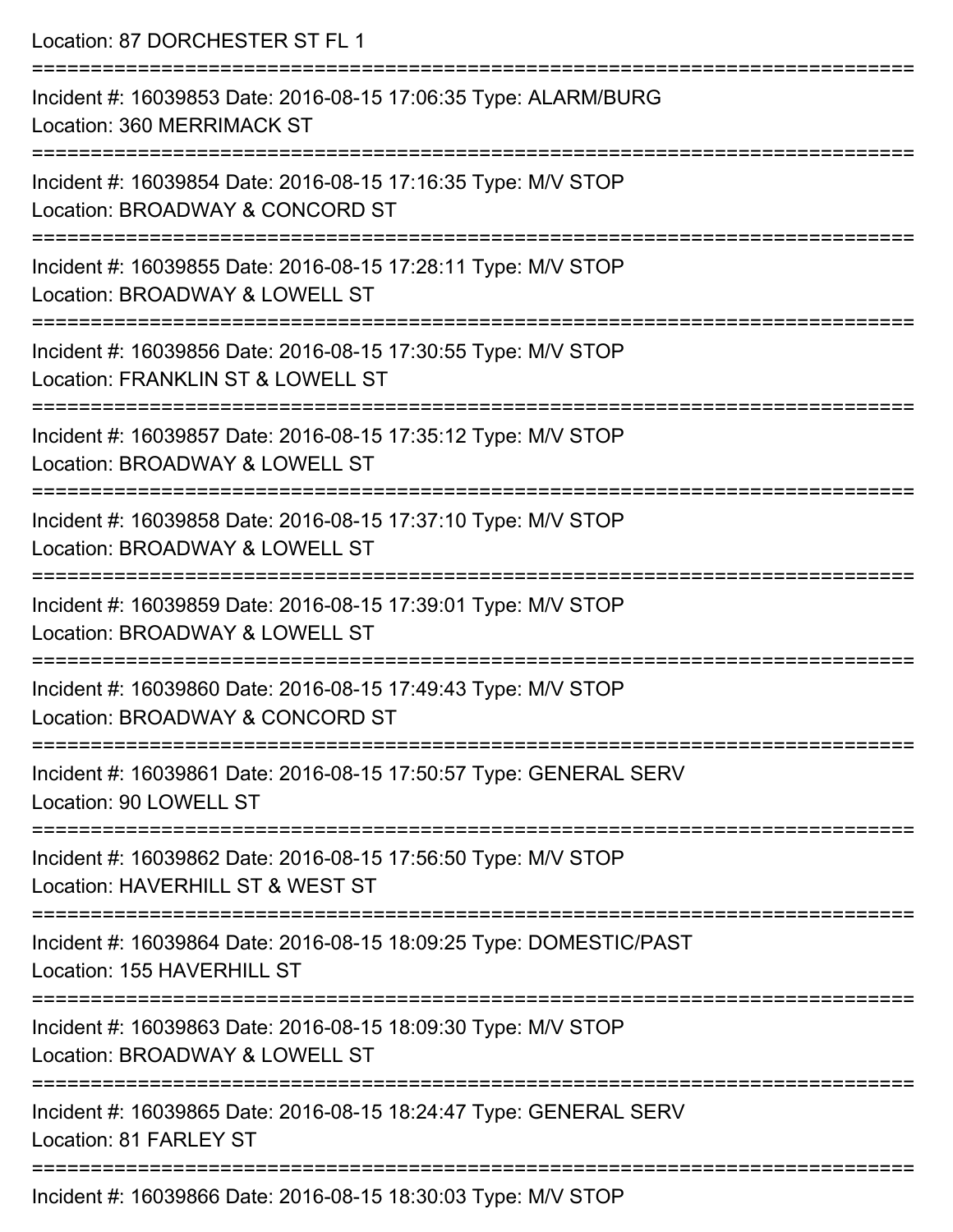Location: 87 DORCHESTER ST FL 1

===========================================================================

Incident #: 16039853 Date: 2016-08-15 17:06:35 Type: ALARM/BURG
Location: 360 MERRIMACK ST

===========================================================================

Incident #: 16039854 Date: 2016-08-15 17:16:35 Type: M/V STOP
Location: BROADWAY & CONCORD ST

===========================================================================

Incident #: 16039855 Date: 2016-08-15 17:28:11 Type: M/V STOP
Location: BROADWAY & LOWELL ST

===========================================================================

Incident #: 16039856 Date: 2016-08-15 17:30:55 Type: M/V STOP
Location: FRANKLIN ST & LOWELL ST

===========================================================================

Incident #: 16039857 Date: 2016-08-15 17:35:12 Type: M/V STOP
Location: BROADWAY & LOWELL ST

===========================================================================

Incident #: 16039858 Date: 2016-08-15 17:37:10 Type: M/V STOP
Location: BROADWAY & LOWELL ST

===========================================================================

Incident #: 16039859 Date: 2016-08-15 17:39:01 Type: M/V STOP
Location: BROADWAY & LOWELL ST

===========================================================================

Incident #: 16039860 Date: 2016-08-15 17:49:43 Type: M/V STOP
Location: BROADWAY & CONCORD ST

===========================================================================

Incident #: 16039861 Date: 2016-08-15 17:50:57 Type: GENERAL SERV
Location: 90 LOWELL ST

===========================================================================

Incident #: 16039862 Date: 2016-08-15 17:56:50 Type: M/V STOP
Location: HAVERHILL ST & WEST ST

===========================================================================

Incident #: 16039864 Date: 2016-08-15 18:09:25 Type: DOMESTIC/PAST
Location: 155 HAVERHILL ST

===========================================================================

Incident #: 16039863 Date: 2016-08-15 18:09:30 Type: M/V STOP
Location: BROADWAY & LOWELL ST

===========================================================================

Incident #: 16039865 Date: 2016-08-15 18:24:47 Type: GENERAL SERV
Location: 81 FARLEY ST

===========================================================================

Incident #: 16039866 Date: 2016-08-15 18:30:03 Type: M/V STOP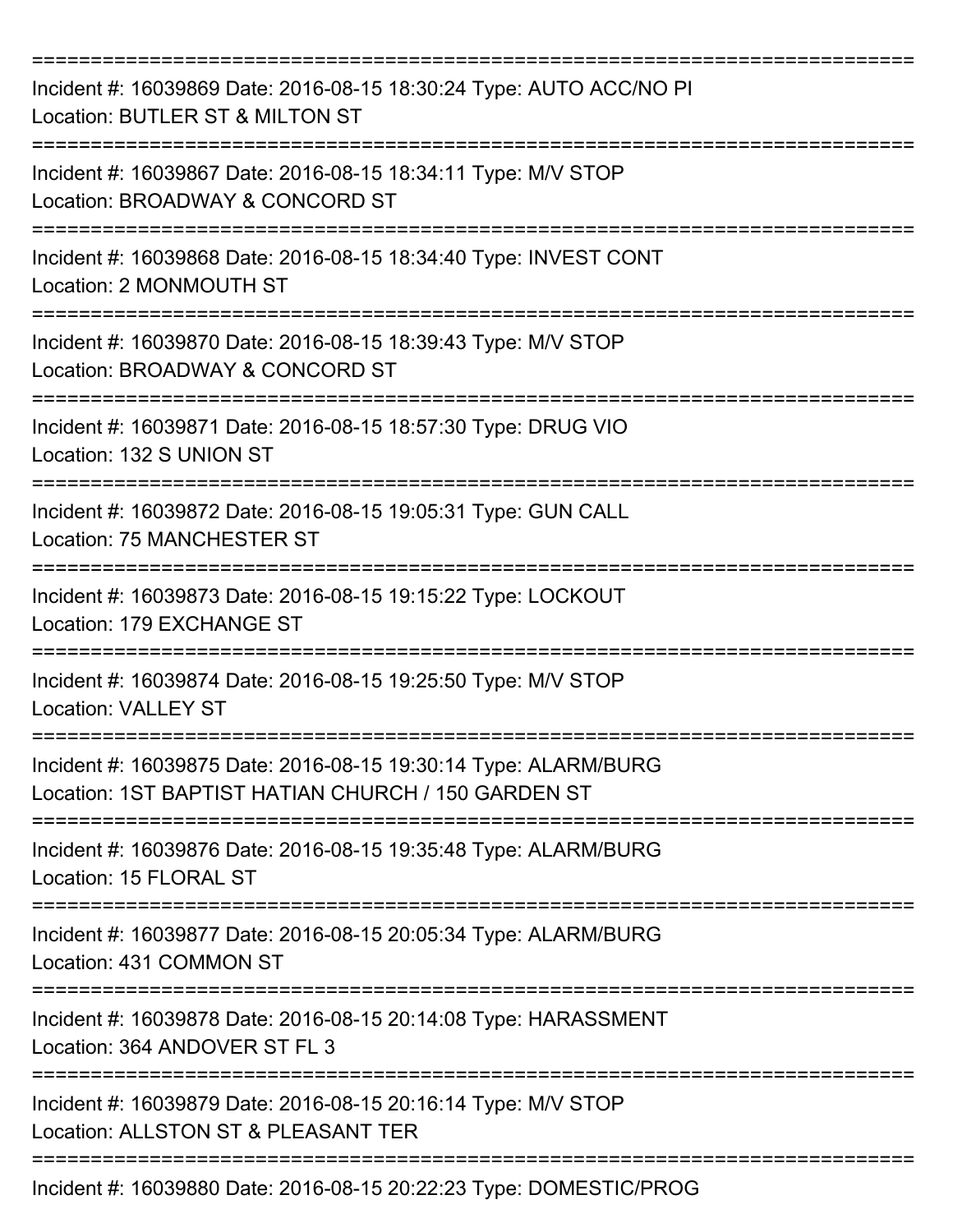Incident #: 16039869 Date: 2016-08-15 18:30:24 Type: AUTO ACC/NO PI
Location: BUTLER ST & MILTON ST

---

Incident #: 16039867 Date: 2016-08-15 18:34:11 Type: M/V STOP
Location: BROADWAY & CONCORD ST

---

Incident #: 16039868 Date: 2016-08-15 18:34:40 Type: INVEST CONT
Location: 2 MONMOUTH ST

---

Incident #: 16039870 Date: 2016-08-15 18:39:43 Type: M/V STOP
Location: BROADWAY & CONCORD ST

---

Incident #: 16039871 Date: 2016-08-15 18:57:30 Type: DRUG VIO
Location: 132 S UNION ST

---

Incident #: 16039872 Date: 2016-08-15 19:05:31 Type: GUN CALL
Location: 75 MANCHESTER ST

---

Incident #: 16039873 Date: 2016-08-15 19:15:22 Type: LOCKOUT
Location: 179 EXCHANGE ST

---

Incident #: 16039874 Date: 2016-08-15 19:25:50 Type: M/V STOP
Location: VALLEY ST

---

Incident #: 16039875 Date: 2016-08-15 19:30:14 Type: ALARM/BURG
Location: 1ST BAPTIST HATIAN CHURCH / 150 GARDEN ST

---

Incident #: 16039876 Date: 2016-08-15 19:35:48 Type: ALARM/BURG
Location: 15 FLORAL ST

---

Incident #: 16039877 Date: 2016-08-15 20:05:34 Type: ALARM/BURG
Location: 431 COMMON ST

---

Incident #: 16039878 Date: 2016-08-15 20:14:08 Type: HARASSMENT
Location: 364 ANDOVER ST FL 3

---

Incident #: 16039879 Date: 2016-08-15 20:16:14 Type: M/V STOP
Location: ALLSTON ST & PLEASANT TER

---

Incident #: 16039880 Date: 2016-08-15 20:22:23 Type: DOMESTIC/PROG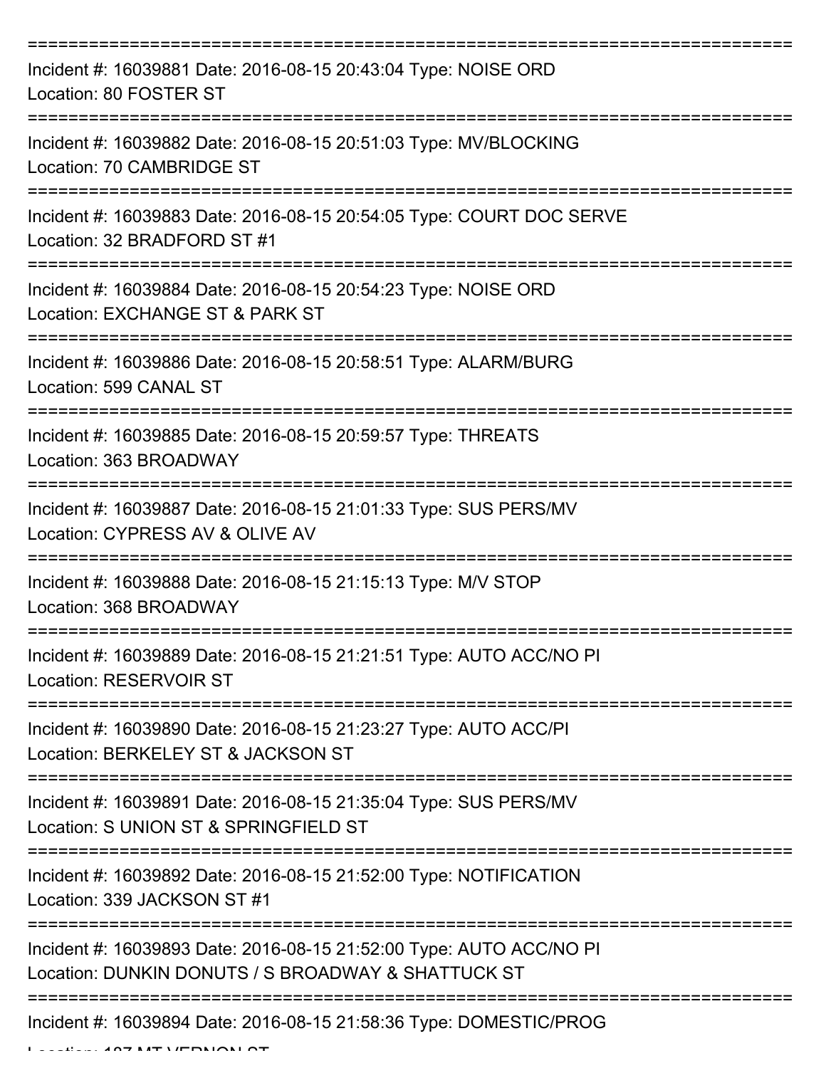===========================================================================

Incident #: 16039881 Date: 2016-08-15 20:43:04 Type: NOISE ORD
Location: 80 FOSTER ST

===========================================================================

Incident #: 16039882 Date: 2016-08-15 20:51:03 Type: MV/BLOCKING
Location: 70 CAMBRIDGE ST

===========================================================================

Incident #: 16039883 Date: 2016-08-15 20:54:05 Type: COURT DOC SERVE
Location: 32 BRADFORD ST #1

===========================================================================

Incident #: 16039884 Date: 2016-08-15 20:54:23 Type: NOISE ORD
Location: EXCHANGE ST & PARK ST

===========================================================================

Incident #: 16039886 Date: 2016-08-15 20:58:51 Type: ALARM/BURG
Location: 599 CANAL ST

===========================================================================

Incident #: 16039885 Date: 2016-08-15 20:59:57 Type: THREATS
Location: 363 BROADWAY

===========================================================================

Incident #: 16039887 Date: 2016-08-15 21:01:33 Type: SUS PERS/MV
Location: CYPRESS AV & OLIVE AV

===========================================================================

Incident #: 16039888 Date: 2016-08-15 21:15:13 Type: M/V STOP
Location: 368 BROADWAY

===========================================================================

Incident #: 16039889 Date: 2016-08-15 21:21:51 Type: AUTO ACC/NO PI
Location: RESERVOIR ST

===========================================================================

Incident #: 16039890 Date: 2016-08-15 21:23:27 Type: AUTO ACC/PI
Location: BERKELEY ST & JACKSON ST

===========================================================================

Incident #: 16039891 Date: 2016-08-15 21:35:04 Type: SUS PERS/MV
Location: S UNION ST & SPRINGFIELD ST

===========================================================================

Incident #: 16039892 Date: 2016-08-15 21:52:00 Type: NOTIFICATION
Location: 339 JACKSON ST #1

===========================================================================

Incident #: 16039893 Date: 2016-08-15 21:52:00 Type: AUTO ACC/NO PI
Location: DUNKIN DONUTS / S BROADWAY & SHATTUCK ST

===========================================================================

Incident #: 16039894 Date: 2016-08-15 21:58:36 Type: DOMESTIC/PROG
Location: 187 MT VERNON ST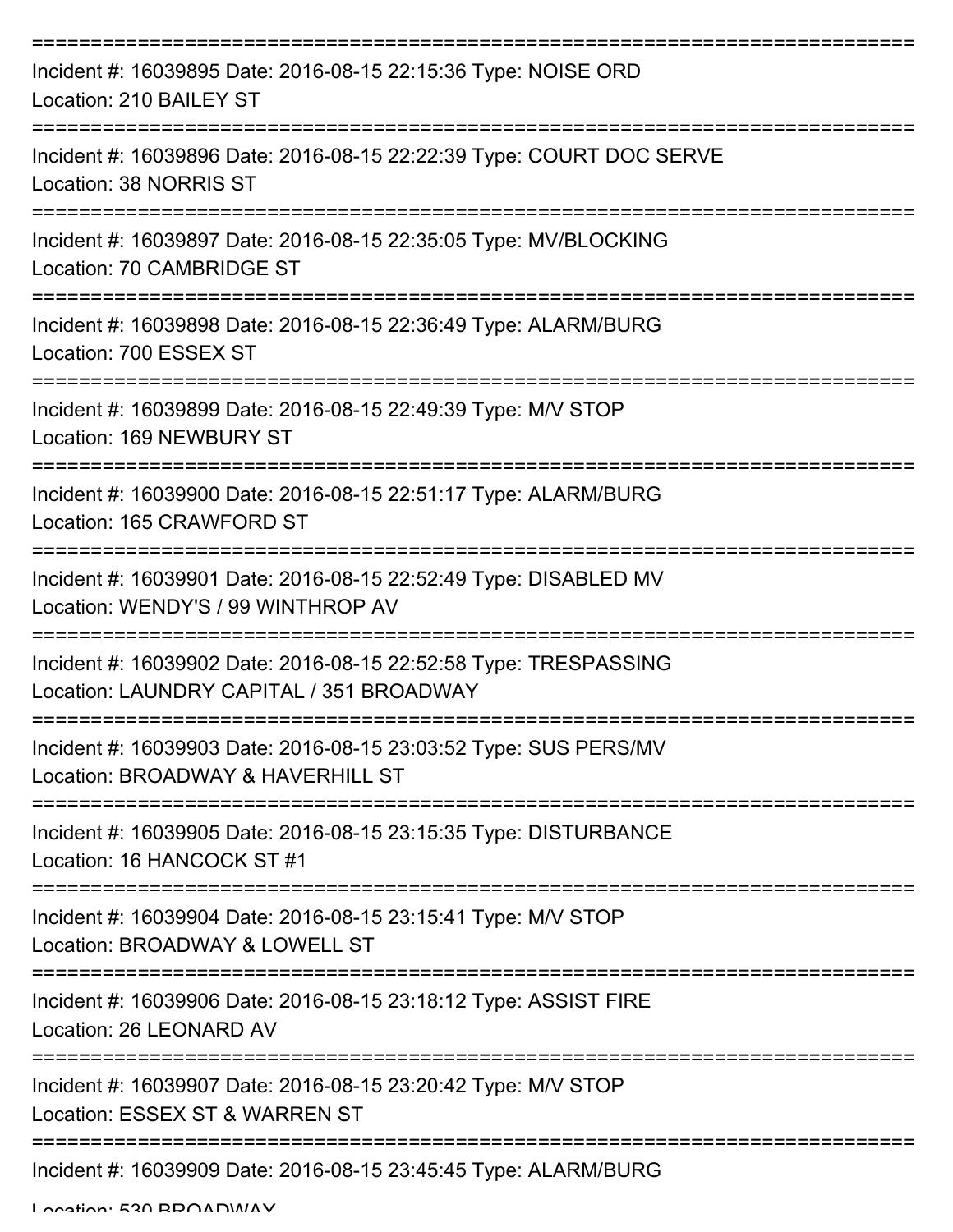===========================================================================

Incident #: 16039895 Date: 2016-08-15 22:15:36 Type: NOISE ORD
Location: 210 BAILEY ST

===========================================================================

Incident #: 16039896 Date: 2016-08-15 22:22:39 Type: COURT DOC SERVE
Location: 38 NORRIS ST

===========================================================================

Incident #: 16039897 Date: 2016-08-15 22:35:05 Type: MV/BLOCKING
Location: 70 CAMBRIDGE ST

===========================================================================

Incident #: 16039898 Date: 2016-08-15 22:36:49 Type: ALARM/BURG
Location: 700 ESSEX ST

===========================================================================

Incident #: 16039899 Date: 2016-08-15 22:49:39 Type: M/V STOP
Location: 169 NEWBURY ST

===========================================================================

Incident #: 16039900 Date: 2016-08-15 22:51:17 Type: ALARM/BURG
Location: 165 CRAWFORD ST

===========================================================================

Incident #: 16039901 Date: 2016-08-15 22:52:49 Type: DISABLED MV
Location: WENDY'S / 99 WINTHROP AV

===========================================================================

Incident #: 16039902 Date: 2016-08-15 22:52:58 Type: TRESPASSING
Location: LAUNDRY CAPITAL / 351 BROADWAY

===========================================================================

Incident #: 16039903 Date: 2016-08-15 23:03:52 Type: SUS PERS/MV
Location: BROADWAY & HAVERHILL ST

===========================================================================

Incident #: 16039905 Date: 2016-08-15 23:15:35 Type: DISTURBANCE
Location: 16 HANCOCK ST #1

===========================================================================

Incident #: 16039904 Date: 2016-08-15 23:15:41 Type: M/V STOP
Location: BROADWAY & LOWELL ST

===========================================================================

Incident #: 16039906 Date: 2016-08-15 23:18:12 Type: ASSIST FIRE
Location: 26 LEONARD AV

===========================================================================

Incident #: 16039907 Date: 2016-08-15 23:20:42 Type: M/V STOP
Location: ESSEX ST & WARREN ST

===========================================================================

Incident #: 16039909 Date: 2016-08-15 23:45:45 Type: ALARM/BURG
Location: 530 BROADWAY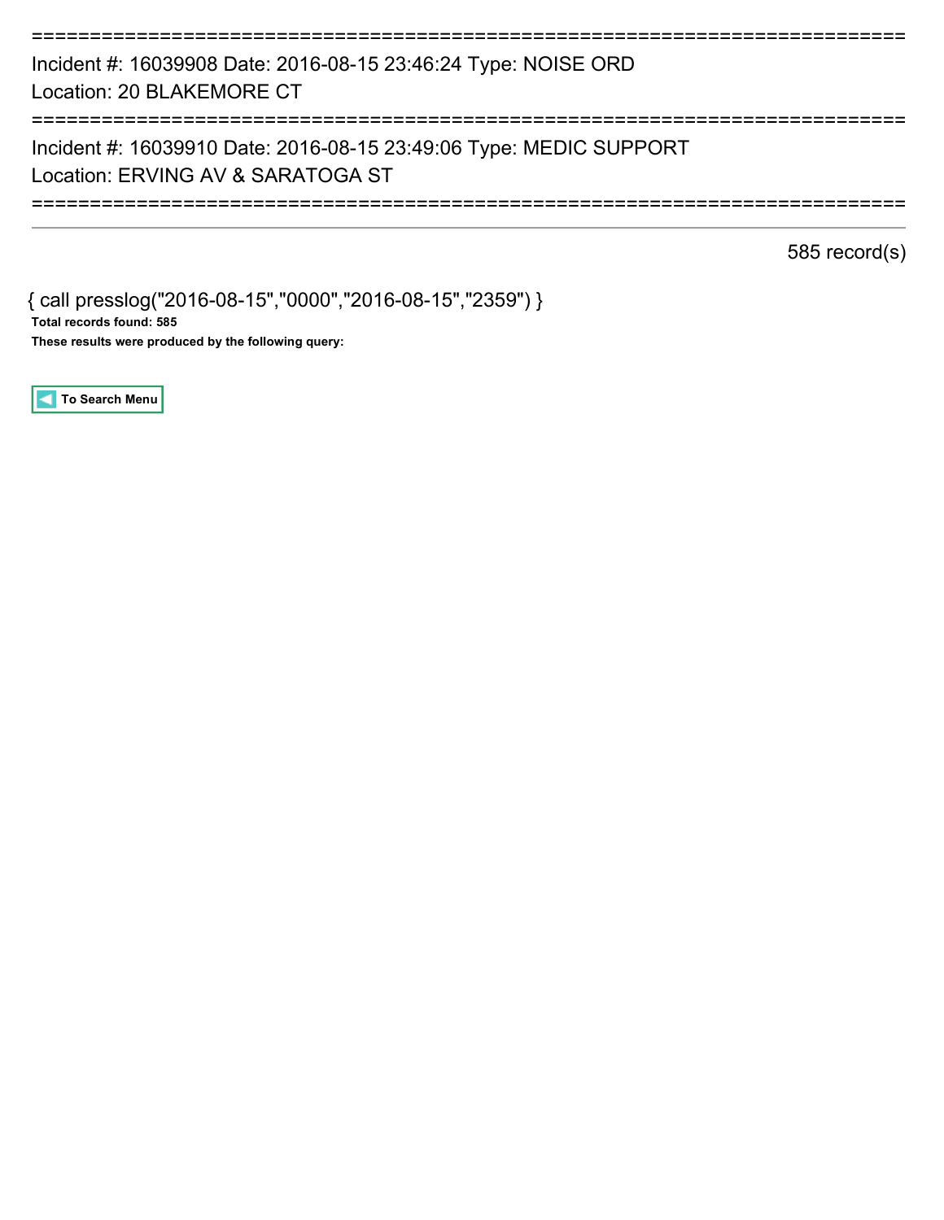===========================================================================

Incident #: 16039908 Date: 2016-08-15 23:46:24 Type: NOISE ORD
Location: 20 BLAKEMORE CT

===========================================================================

Incident #: 16039910 Date: 2016-08-15 23:49:06 Type: MEDIC SUPPORT
Location: ERVING AV & SARATOGA ST

===========================================================================

---

585 record(s)

{ call presslog("2016-08-15","0000","2016-08-15","2359") }

**Total records found: 585**

**These results were produced by the following query:**

**To Search Menu**